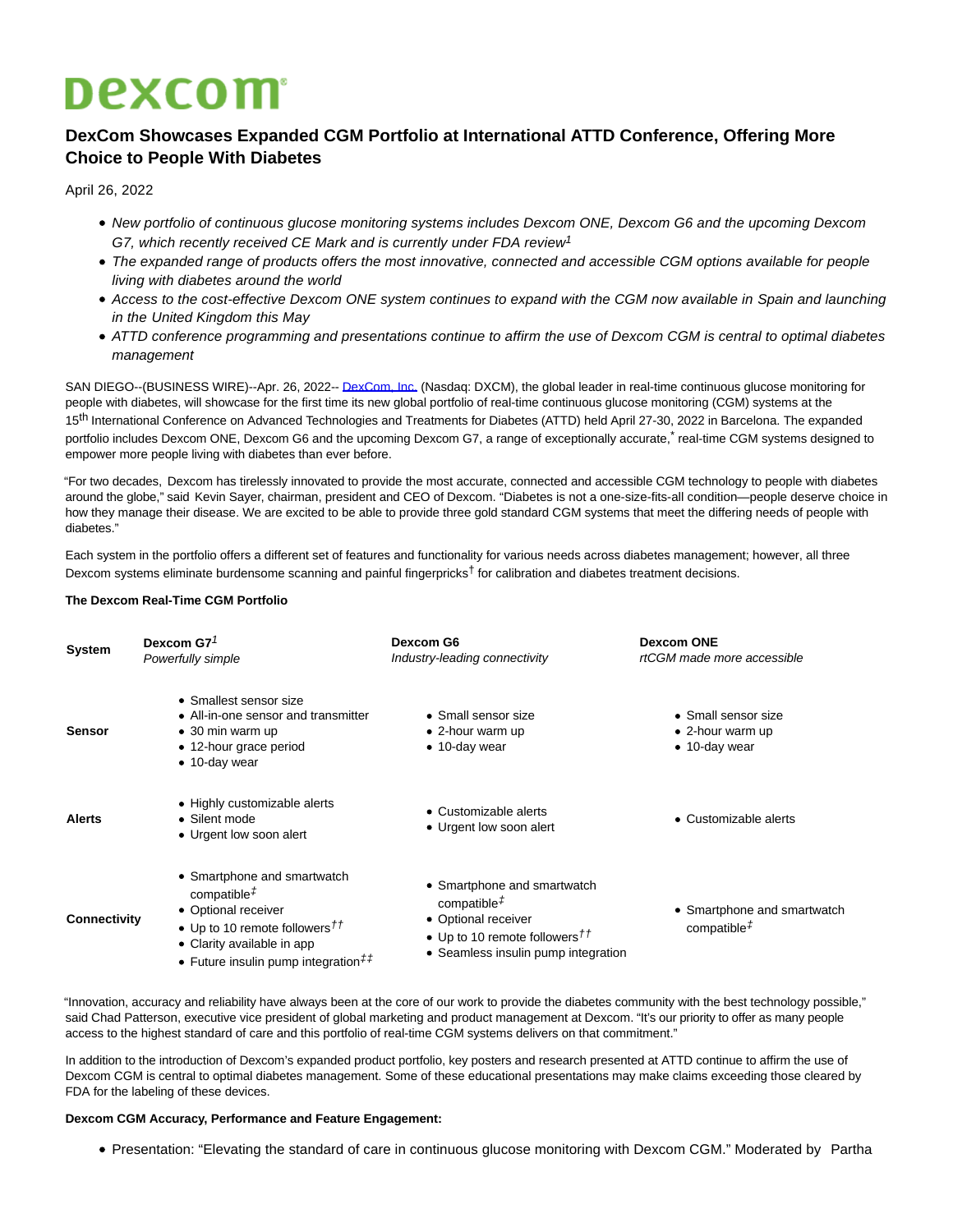# Dexcom

## DexCom Showcases Expanded CGM Portfolio at International ATTD Conference, Offering More Choice to People With Diabetes

April 26, 2022

- *New portfolio of continuous glucose monitoring systems includes Dexcom ONE, Dexcom G6 and the upcoming Dexcom G7, which recently received CE Mark and is currently under FDA review[1]*
- *The expanded range of products offers the most innovative, connected and accessible CGM options available for people living with diabetes around the world*
- *Access to the cost-effective Dexcom ONE system continues to expand with the CGM now available in Spain and launching in the United Kingdom this May*
- *ATTD conference programming and presentations continue to affirm the use of Dexcom CGM is central to optimal diabetes management*

SAN DIEGO--(BUSINESS WIRE)--Apr. 26, 2022-- DexCom, Inc. (Nasdaq: DXCM), the global leader in real-time continuous glucose monitoring for people with diabetes, will showcase for the first time its new global portfolio of real-time continuous glucose monitoring (CGM) systems at the 15th International Conference on Advanced Technologies and Treatments for Diabetes (ATTD) held April 27-30, 2022 in Barcelona. The expanded portfolio includes Dexcom ONE, Dexcom G6 and the upcoming Dexcom G7, a range of exceptionally accurate,* real-time CGM systems designed to empower more people living with diabetes than ever before.

"For two decades, Dexcom has tirelessly innovated to provide the most accurate, connected and accessible CGM technology to people with diabetes around the globe," said Kevin Sayer, chairman, president and CEO of Dexcom. "Diabetes is not a one-size-fits-all condition—people deserve choice in how they manage their disease. We are excited to be able to provide three gold standard CGM systems that meet the differing needs of people with diabetes."

Each system in the portfolio offers a different set of features and functionality for various needs across diabetes management; however, all three Dexcom systems eliminate burdensome scanning and painful fingerpricks† for calibration and diabetes treatment decisions.

**The Dexcom Real-Time CGM Portfolio**

| **System** | **Dexcom G7[1]** *Powerfully simple* | **Dexcom G6** *Industry-leading connectivity* | **Dexcom ONE** *rtCGM made more accessible* |
|---|---|---|---|
| **Sensor** | • Smallest sensor size<br>• All-in-one sensor and transmitter<br>• 30 min warm up<br>• 12-hour grace period<br>• 10-day wear | • Small sensor size<br>• 2-hour warm up<br>• 10-day wear | • Small sensor size<br>• 2-hour warm up<br>• 10-day wear |
| **Alerts** | • Highly customizable alerts<br>• Silent mode<br>• Urgent low soon alert | • Customizable alerts<br>• Urgent low soon alert | • Customizable alerts |
| **Connectivity** | • Smartphone and smartwatch compatible‡<br>• Optional receiver<br>• Up to 10 remote followers††<br>• Clarity available in app<br>• Future insulin pump integration‡‡ | • Smartphone and smartwatch compatible‡<br>• Optional receiver<br>• Up to 10 remote followers††<br>• Seamless insulin pump integration | • Smartphone and smartwatch compatible‡ |

"Innovation, accuracy and reliability have always been at the core of our work to provide the diabetes community with the best technology possible," said Chad Patterson, executive vice president of global marketing and product management at Dexcom. "It's our priority to offer as many people access to the highest standard of care and this portfolio of real-time CGM systems delivers on that commitment."

In addition to the introduction of Dexcom's expanded product portfolio, key posters and research presented at ATTD continue to affirm the use of Dexcom CGM is central to optimal diabetes management. Some of these educational presentations may make claims exceeding those cleared by FDA for the labeling of these devices.

**Dexcom CGM Accuracy, Performance and Feature Engagement:**

- Presentation: "Elevating the standard of care in continuous glucose monitoring with Dexcom CGM." Moderated by Partha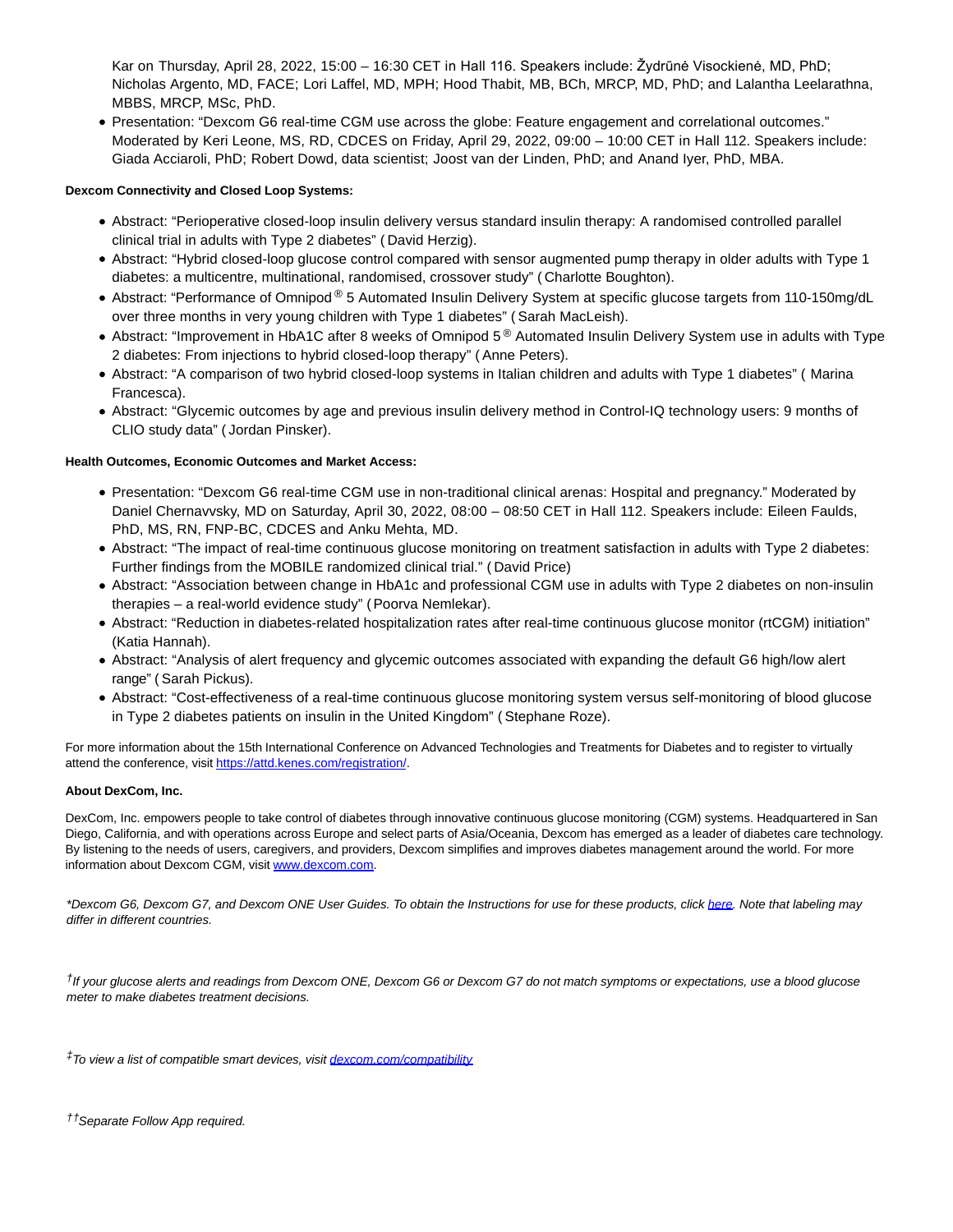Kar on Thursday, April 28, 2022, 15:00 – 16:30 CET in Hall 116. Speakers include: Žydrūnė Visockienė, MD, PhD; Nicholas Argento, MD, FACE; Lori Laffel, MD, MPH; Hood Thabit, MB, BCh, MRCP, MD, PhD; and Lalantha Leelarathna, MBBS, MRCP, MSc, PhD.

- Presentation: "Dexcom G6 real-time CGM use across the globe: Feature engagement and correlational outcomes." Moderated by Keri Leone, MS, RD, CDCES on Friday, April 29, 2022, 09:00 – 10:00 CET in Hall 112. Speakers include: Giada Acciaroli, PhD; Robert Dowd, data scientist; Joost van der Linden, PhD; and Anand Iyer, PhD, MBA.

**Dexcom Connectivity and Closed Loop Systems:**

- Abstract: "Perioperative closed-loop insulin delivery versus standard insulin therapy: A randomised controlled parallel clinical trial in adults with Type 2 diabetes" ( David Herzig).
- Abstract: "Hybrid closed-loop glucose control compared with sensor augmented pump therapy in older adults with Type 1 diabetes: a multicentre, multinational, randomised, crossover study" ( Charlotte Boughton).
- Abstract: "Performance of Omnipod® 5 Automated Insulin Delivery System at specific glucose targets from 110-150mg/dL over three months in very young children with Type 1 diabetes" ( Sarah MacLeish).
- Abstract: "Improvement in HbA1C after 8 weeks of Omnipod 5® Automated Insulin Delivery System use in adults with Type 2 diabetes: From injections to hybrid closed-loop therapy" ( Anne Peters).
- Abstract: "A comparison of two hybrid closed-loop systems in Italian children and adults with Type 1 diabetes" ( Marina Francesca).
- Abstract: "Glycemic outcomes by age and previous insulin delivery method in Control-IQ technology users: 9 months of CLIO study data" ( Jordan Pinsker).

**Health Outcomes, Economic Outcomes and Market Access:**

- Presentation: "Dexcom G6 real-time CGM use in non-traditional clinical arenas: Hospital and pregnancy." Moderated by Daniel Chernavvsky, MD on Saturday, April 30, 2022, 08:00 – 08:50 CET in Hall 112. Speakers include: Eileen Faulds, PhD, MS, RN, FNP-BC, CDCES and Anku Mehta, MD.
- Abstract: "The impact of real-time continuous glucose monitoring on treatment satisfaction in adults with Type 2 diabetes: Further findings from the MOBILE randomized clinical trial." ( David Price)
- Abstract: "Association between change in HbA1c and professional CGM use in adults with Type 2 diabetes on non-insulin therapies – a real-world evidence study" ( Poorva Nemlekar).
- Abstract: "Reduction in diabetes-related hospitalization rates after real-time continuous glucose monitor (rtCGM) initiation" (Katia Hannah).
- Abstract: "Analysis of alert frequency and glycemic outcomes associated with expanding the default G6 high/low alert range" ( Sarah Pickus).
- Abstract: "Cost-effectiveness of a real-time continuous glucose monitoring system versus self-monitoring of blood glucose in Type 2 diabetes patients on insulin in the United Kingdom" ( Stephane Roze).

For more information about the 15th International Conference on Advanced Technologies and Treatments for Diabetes and to register to virtually attend the conference, visit https://attd.kenes.com/registration/.

**About DexCom, Inc.**

DexCom, Inc. empowers people to take control of diabetes through innovative continuous glucose monitoring (CGM) systems. Headquartered in San Diego, California, and with operations across Europe and select parts of Asia/Oceania, Dexcom has emerged as a leader of diabetes care technology. By listening to the needs of users, caregivers, and providers, Dexcom simplifies and improves diabetes management around the world. For more information about Dexcom CGM, visit www.dexcom.com.

*\*Dexcom G6, Dexcom G7, and Dexcom ONE User Guides. To obtain the Instructions for use for these products, click here. Note that labeling may differ in different countries.*

*†If your glucose alerts and readings from Dexcom ONE, Dexcom G6 or Dexcom G7 do not match symptoms or expectations, use a blood glucose meter to make diabetes treatment decisions.*

*‡To view a list of compatible smart devices, visit dexcom.com/compatibility*

*††Separate Follow App required.*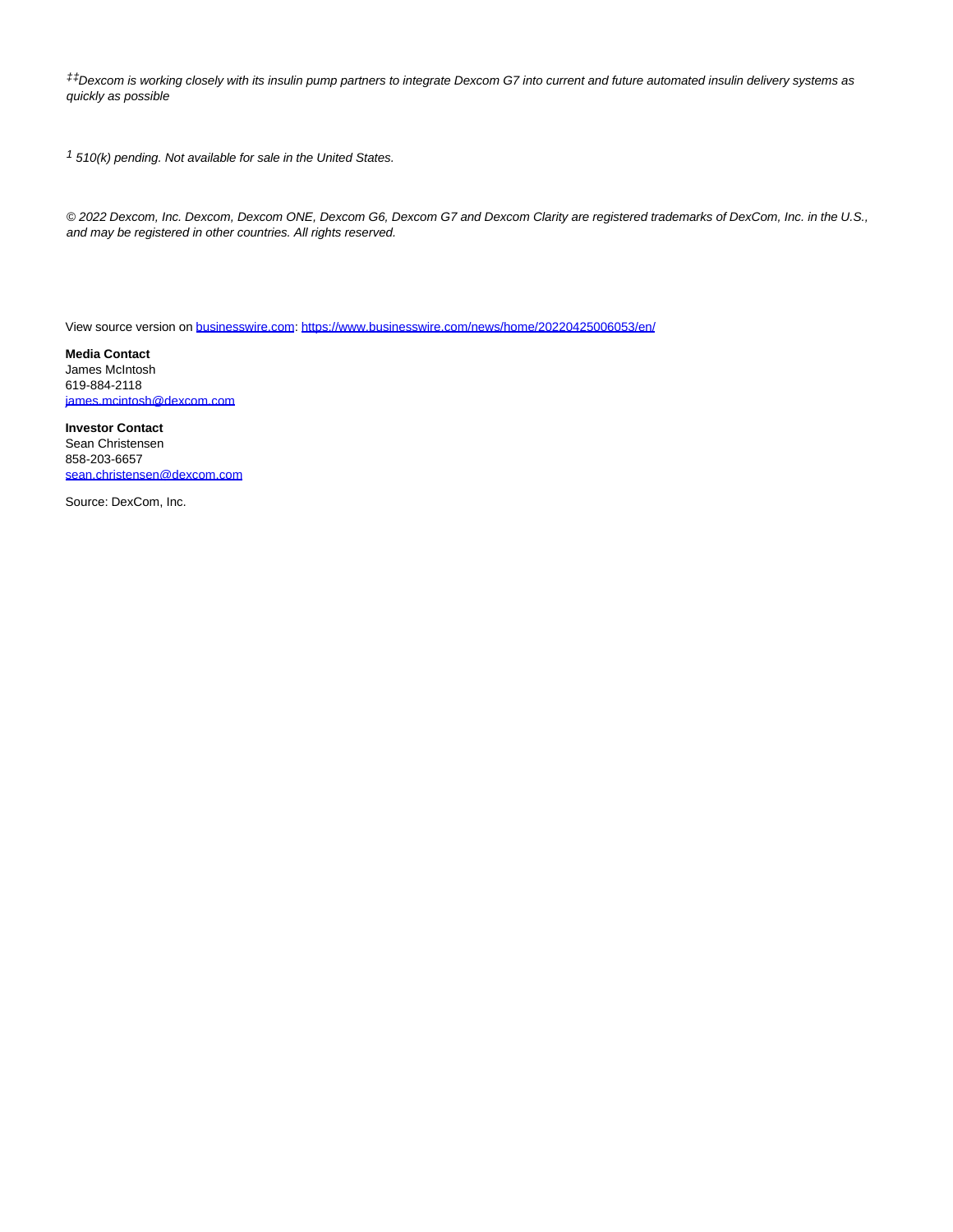*‡‡Dexcom is working closely with its insulin pump partners to integrate Dexcom G7 into current and future automated insulin delivery systems as quickly as possible*

*[1] 510(k) pending. Not available for sale in the United States.*

*© 2022 Dexcom, Inc. Dexcom, Dexcom ONE, Dexcom G6, Dexcom G7 and Dexcom Clarity are registered trademarks of DexCom, Inc. in the U.S., and may be registered in other countries. All rights reserved.*

View source version on businesswire.com: https://www.businesswire.com/news/home/20220425006053/en/

**Media Contact**
James McIntosh
619-884-2118
james.mcintosh@dexcom.com

**Investor Contact**
Sean Christensen
858-203-6657
sean.christensen@dexcom.com

Source: DexCom, Inc.